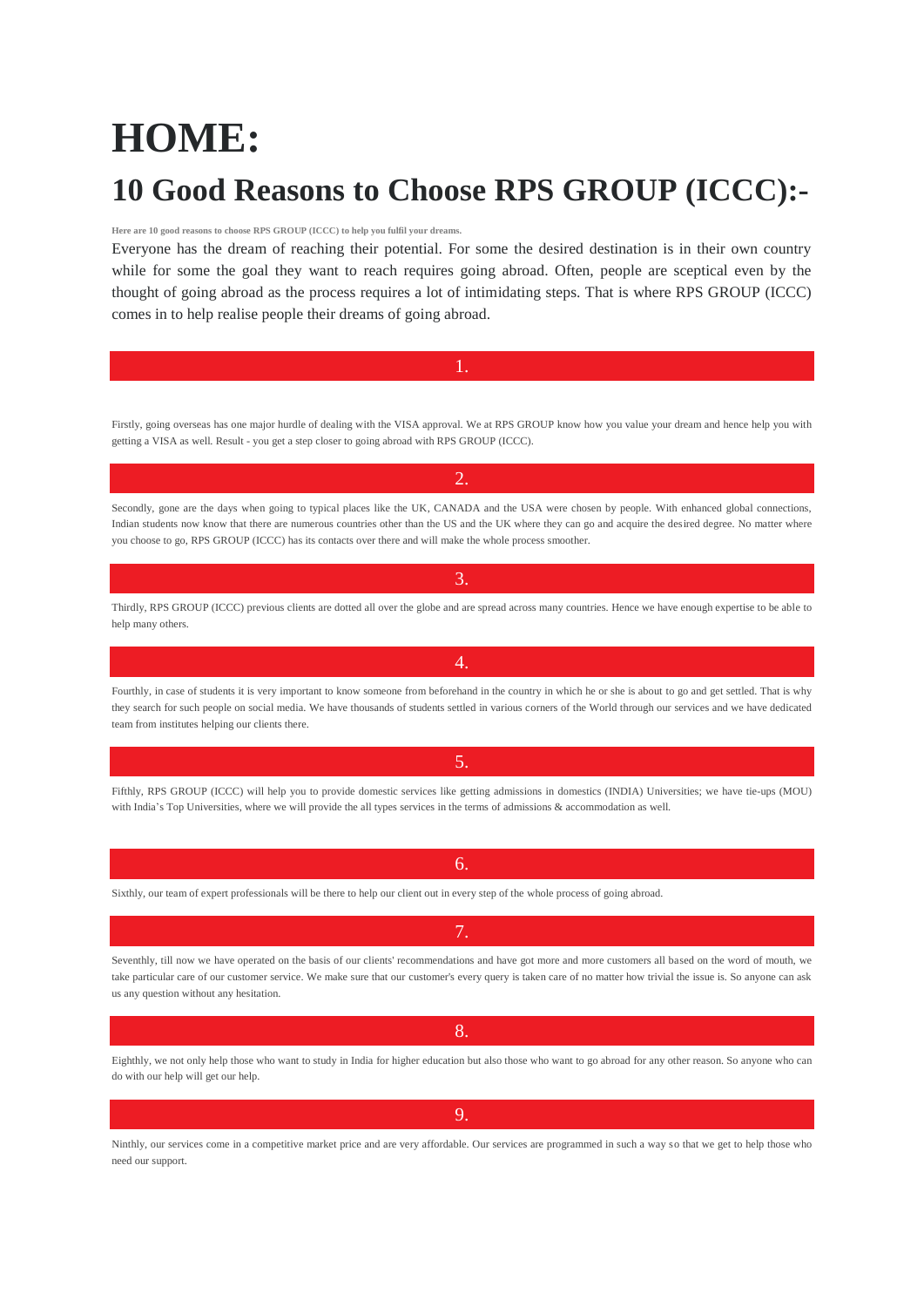# HOME:

# 10 Good Reasons to Choose RPS GROUP (ICCC):-

**Here are 10 good reasons to choose RPS GROUP (ICCC) to help you fulfil your dreams.**

Everyone has the dream of reaching their potential. For some the desired destination is in their own country while for some the goal they want to reach requires going abroad. Often, people are sceptical even by the thought of going abroad as the process requires a lot of intimidating steps. That is where RPS GROUP (ICCC) comes in to help realise people their dreams of going abroad.

### 1.

Firstly, going overseas has one major hurdle of dealing with the VISA approval. We at RPS GROUP know how you value your dream and hence help you with getting a VISA as well. Result - you get a step closer to going abroad with RPS GROUP (ICCC).

### 2.

Secondly, gone are the days when going to typical places like the UK, CANADA and the USA were chosen by people. With enhanced global connections, Indian students now know that there are numerous countries other than the US and the UK where they can go and acquire the desired degree. No matter where you choose to go, RPS GROUP (ICCC) has its contacts over there and will make the whole process smoother.

### 3.

Thirdly, RPS GROUP (ICCC) previous clients are dotted all over the globe and are spread across many countries. Hence we have enough expertise to be able to help many others.

### 4.

Fourthly, in case of students it is very important to know someone from beforehand in the country in which he or she is about to go and get settled. That is why they search for such people on social media. We have thousands of students settled in various corners of the World through our services and we have dedicated team from institutes helping our clients there.

### 5.

Fifthly, RPS GROUP (ICCC) will help you to provide domestic services like getting admissions in domestics (INDIA) Universities; we have tie-ups (MOU) with India's Top Universities, where we will provide the all types services in the terms of admissions & accommodation as well.

### 6.

Sixthly, our team of expert professionals will be there to help our client out in every step of the whole process of going abroad.

### 7.

Seventhly, till now we have operated on the basis of our clients' recommendations and have got more and more customers all based on the word of mouth, we take particular care of our customer service. We make sure that our customer's every query is taken care of no matter how trivial the issue is. So anyone can ask us any question without any hesitation.

### 8.

Eighthly, we not only help those who want to study in India for higher education but also those who want to go abroad for any other reason. So anyone who can do with our help will get our help.

### 9.

Ninthly, our services come in a competitive market price and are very affordable. Our services are programmed in such a way so that we get to help those who need our support.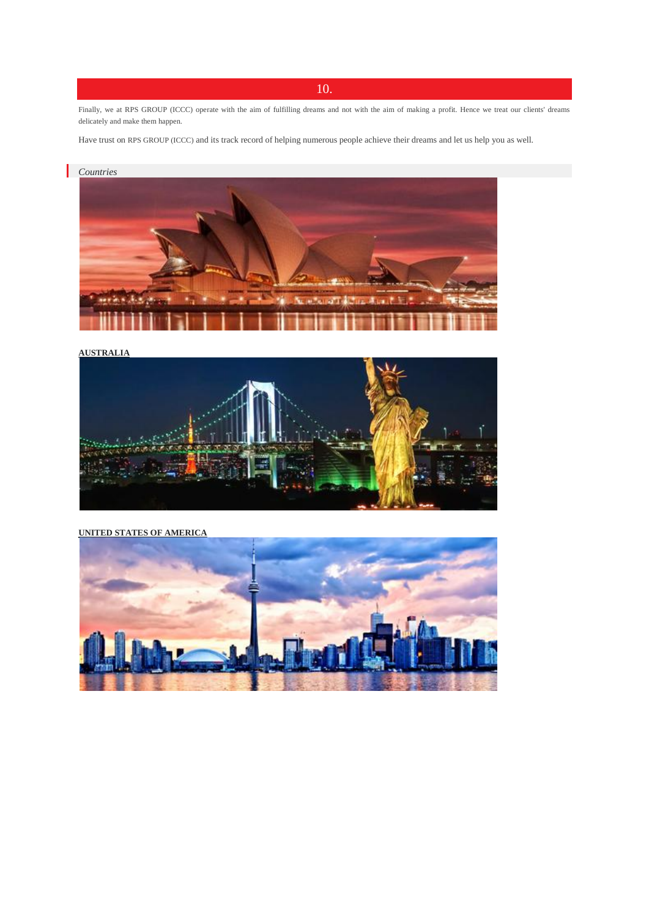## 10.

Finally, we at RPS GROUP (ICCC) operate with the aim of fulfilling dreams and not with the aim of making a profit. Hence we treat our clients' dreams delicately and make them happen.

Have trust on RPS GROUP (ICCC) and its track record of helping numerous people achieve their dreams and let us help you as well.

*Countries*

**AUSTRALIA**

**UNITED STATES OF AMERICA**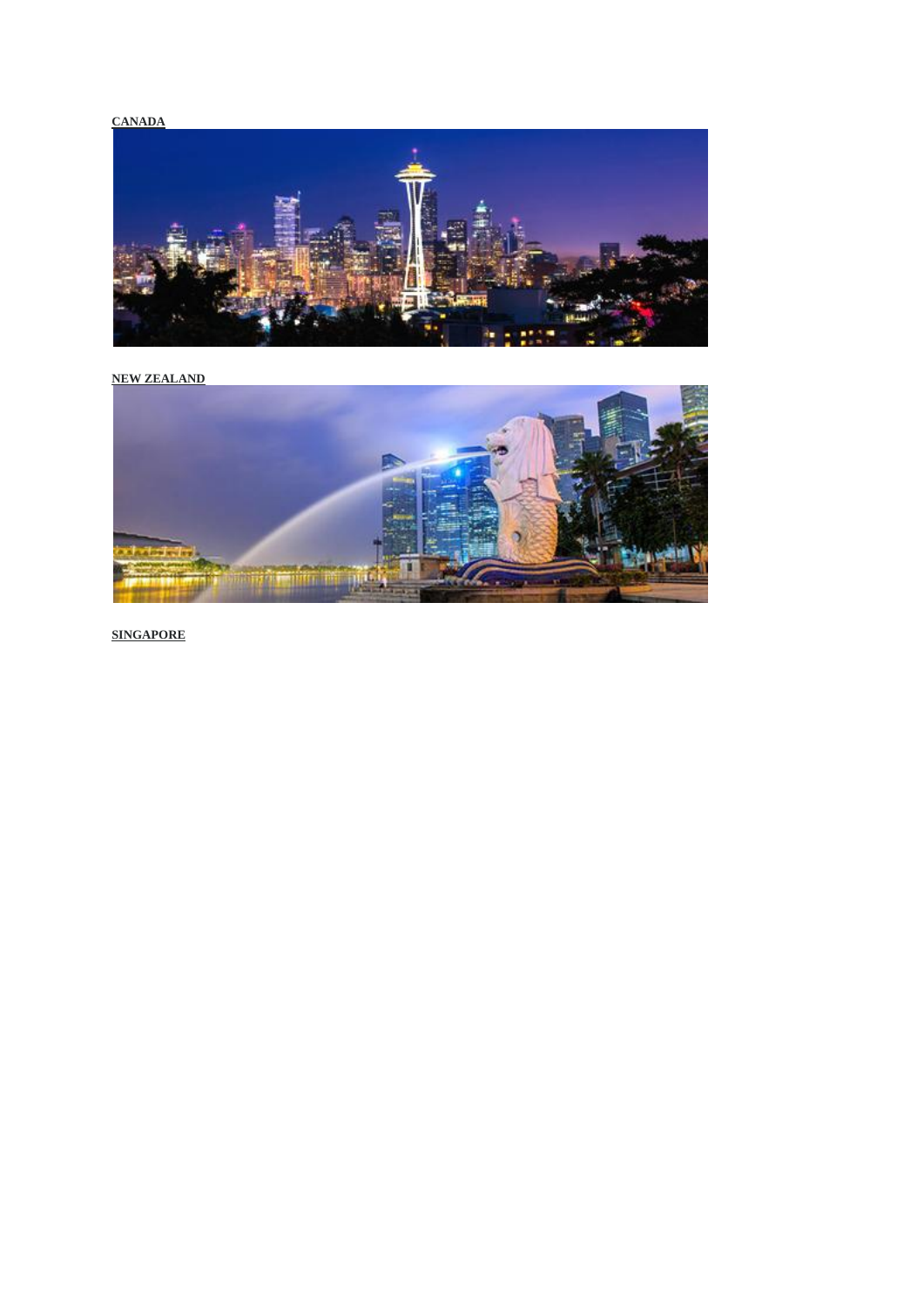**CANADA**

**NEW ZEALAND**

**SINGAPORE**